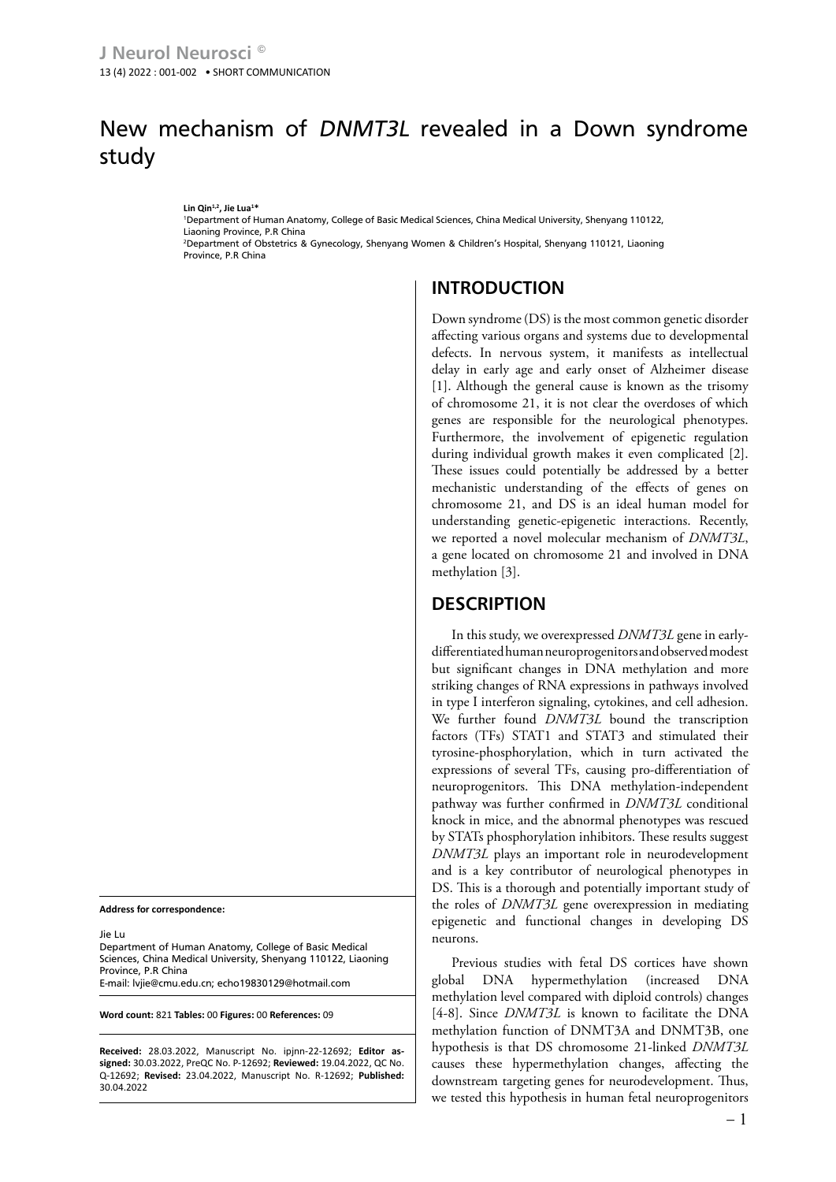# New mechanism of *DNMT3L* revealed in a Down syndrome study

**Lin Qin[1,2], Jie Lua[1]***

[1]Department of Human Anatomy, College of Basic Medical Sciences, China Medical University, Shenyang 110122, Liaoning Province, P.R China

[2]Department of Obstetrics & Gynecology, Shenyang Women & Children's Hospital, Shenyang 110121, Liaoning Province, P.R China

**Address for correspondence:**

Jie Lu
Department of Human Anatomy, College of Basic Medical Sciences, China Medical University, Shenyang 110122, Liaoning Province, P.R China
E-mail: lvjie@cmu.edu.cn; echo19830129@hotmail.com

**Word count:** 821 **Tables:** 00 **Figures:** 00 **References:** 09

**Received:** 28.03.2022, Manuscript No. ipjnn-22-12692; **Editor assigned:** 30.03.2022, PreQC No. P-12692; **Reviewed:** 19.04.2022, QC No. Q-12692; **Revised:** 23.04.2022, Manuscript No. R-12692; **Published:** 30.04.2022

## INTRODUCTION

Down syndrome (DS) is the most common genetic disorder affecting various organs and systems due to developmental defects. In nervous system, it manifests as intellectual delay in early age and early onset of Alzheimer disease [1]. Although the general cause is known as the trisomy of chromosome 21, it is not clear the overdoses of which genes are responsible for the neurological phenotypes. Furthermore, the involvement of epigenetic regulation during individual growth makes it even complicated [2]. These issues could potentially be addressed by a better mechanistic understanding of the effects of genes on chromosome 21, and DS is an ideal human model for understanding genetic-epigenetic interactions. Recently, we reported a novel molecular mechanism of *DNMT3L*, a gene located on chromosome 21 and involved in DNA methylation [3].

## DESCRIPTION

In this study, we overexpressed *DNMT3L* gene in early-differentiated human neuroprogenitors and observed modest but significant changes in DNA methylation and more striking changes of RNA expressions in pathways involved in type I interferon signaling, cytokines, and cell adhesion. We further found *DNMT3L* bound the transcription factors (TFs) STAT1 and STAT3 and stimulated their tyrosine-phosphorylation, which in turn activated the expressions of several TFs, causing pro-differentiation of neuroprogenitors. This DNA methylation-independent pathway was further confirmed in *DNMT3L* conditional knock in mice, and the abnormal phenotypes was rescued by STATs phosphorylation inhibitors. These results suggest *DNMT3L* plays an important role in neurodevelopment and is a key contributor of neurological phenotypes in DS. This is a thorough and potentially important study of the roles of *DNMT3L* gene overexpression in mediating epigenetic and functional changes in developing DS neurons.

Previous studies with fetal DS cortices have shown global DNA hypermethylation (increased DNA methylation level compared with diploid controls) changes [4-8]. Since *DNMT3L* is known to facilitate the DNA methylation function of DNMT3A and DNMT3B, one hypothesis is that DS chromosome 21-linked *DNMT3L* causes these hypermethylation changes, affecting the downstream targeting genes for neurodevelopment. Thus, we tested this hypothesis in human fetal neuroprogenitors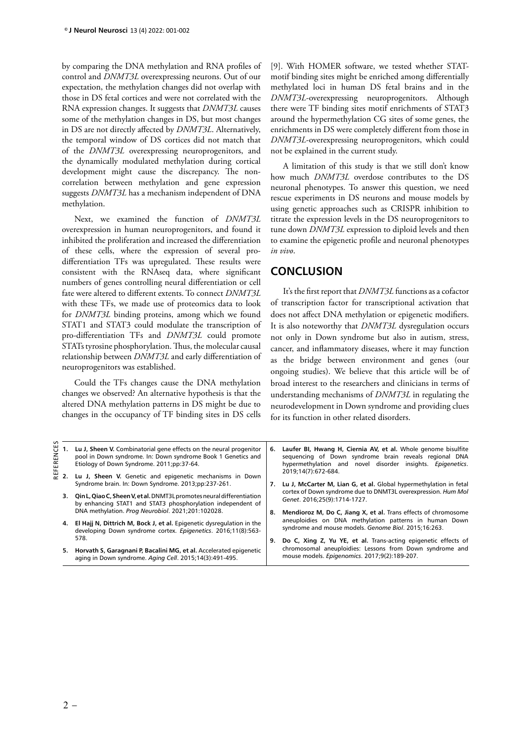by comparing the DNA methylation and RNA profiles of control and *DNMT3L* overexpressing neurons. Out of our expectation, the methylation changes did not overlap with those in DS fetal cortices and were not correlated with the RNA expression changes. It suggests that *DNMT3L* causes some of the methylation changes in DS, but most changes in DS are not directly affected by *DNMT3L*. Alternatively, the temporal window of DS cortices did not match that of the *DNMT3L* overexpressing neuroprogenitors, and the dynamically modulated methylation during cortical development might cause the discrepancy. The non-correlation between methylation and gene expression suggests *DNMT3L* has a mechanism independent of DNA methylation.

Next, we examined the function of *DNMT3L* overexpression in human neuroprogenitors, and found it inhibited the proliferation and increased the differentiation of these cells, where the expression of several pro-differentiation TFs was upregulated. These results were consistent with the RNAseq data, where significant numbers of genes controlling neural differentiation or cell fate were altered to different extents. To connect *DNMT3L* with these TFs, we made use of proteomics data to look for *DNMT3L* binding proteins, among which we found STAT1 and STAT3 could modulate the transcription of pro-differentiation TFs and *DNMT3L* could promote STATs tyrosine phosphorylation. Thus, the molecular causal relationship between *DNMT3L* and early differentiation of neuroprogenitors was established.

Could the TFs changes cause the DNA methylation changes we observed? An alternative hypothesis is that the altered DNA methylation patterns in DS might be due to changes in the occupancy of TF binding sites in DS cells [9]. With HOMER software, we tested whether STAT-motif binding sites might be enriched among differentially methylated loci in human DS fetal brains and in the *DNMT3L*-overexpressing neuroprogenitors. Although there were TF binding sites motif enrichments of STAT3 around the hypermethylation CG sites of some genes, the enrichments in DS were completely different from those in *DNMT3L*-overexpressing neuroprogenitors, which could not be explained in the current study.

A limitation of this study is that we still don't know how much *DNMT3L* overdose contributes to the DS neuronal phenotypes. To answer this question, we need rescue experiments in DS neurons and mouse models by using genetic approaches such as CRISPR inhibition to titrate the expression levels in the DS neuroprogenitors to tune down *DNMT3L* expression to diploid levels and then to examine the epigenetic profile and neuronal phenotypes *in vivo*.

## CONCLUSION

It's the first report that *DNMT3L* functions as a cofactor of transcription factor for transcriptional activation that does not affect DNA methylation or epigenetic modifiers. It is also noteworthy that *DNMT3L* dysregulation occurs not only in Down syndrome but also in autism, stress, cancer, and inflammatory diseases, where it may function as the bridge between environment and genes (our ongoing studies). We believe that this article will be of broad interest to the researchers and clinicians in terms of understanding mechanisms of *DNMT3L* in regulating the neurodevelopment in Down syndrome and providing clues for its function in other related disorders.

## REFERENCES

1. **Lu J, Sheen V.** Combinatorial gene effects on the neural progenitor pool in Down syndrome. In: Down syndrome Book 1 Genetics and Etiology of Down Syndrome. 2011;pp:37-64.
2. **Lu J, Sheen V.** Genetic and epigenetic mechanisms in Down Syndrome brain. In: Down Syndrome. 2013;pp:237-261.
3. **Qin L, Qiao C, Sheen V, et al.** DNMT3L promotes neural differentiation by enhancing STAT1 and STAT3 phosphorylation independent of DNA methylation. *Prog Neurobiol*. 2021;201:102028.
4. **El Hajj N, Dittrich M, Bock J, et al.** Epigenetic dysregulation in the developing Down syndrome cortex. *Epigenetics*. 2016;11(8):563-578.
5. **Horvath S, Garagnani P, Bacalini MG, et al.** Accelerated epigenetic aging in Down syndrome. *Aging Cell*. 2015;14(3):491-495.
6. **Laufer BI, Hwang H, Ciernia AV, et al.** Whole genome bisulfite sequencing of Down syndrome brain reveals regional DNA hypermethylation and novel disorder insights. *Epigenetics*. 2019;14(7):672-684.
7. **Lu J, McCarter M, Lian G, et al.** Global hypermethylation in fetal cortex of Down syndrome due to DNMT3L overexpression. *Hum Mol Genet*. 2016;25(9):1714-1727.
8. **Mendioroz M, Do C, Jiang X, et al.** Trans effects of chromosome aneuploidies on DNA methylation patterns in human Down syndrome and mouse models. *Genome Biol*. 2015;16:263.
9. **Do C, Xing Z, Yu YE, et al.** Trans-acting epigenetic effects of chromosomal aneuploidies: Lessons from Down syndrome and mouse models. *Epigenomics*. 2017;9(2):189-207.